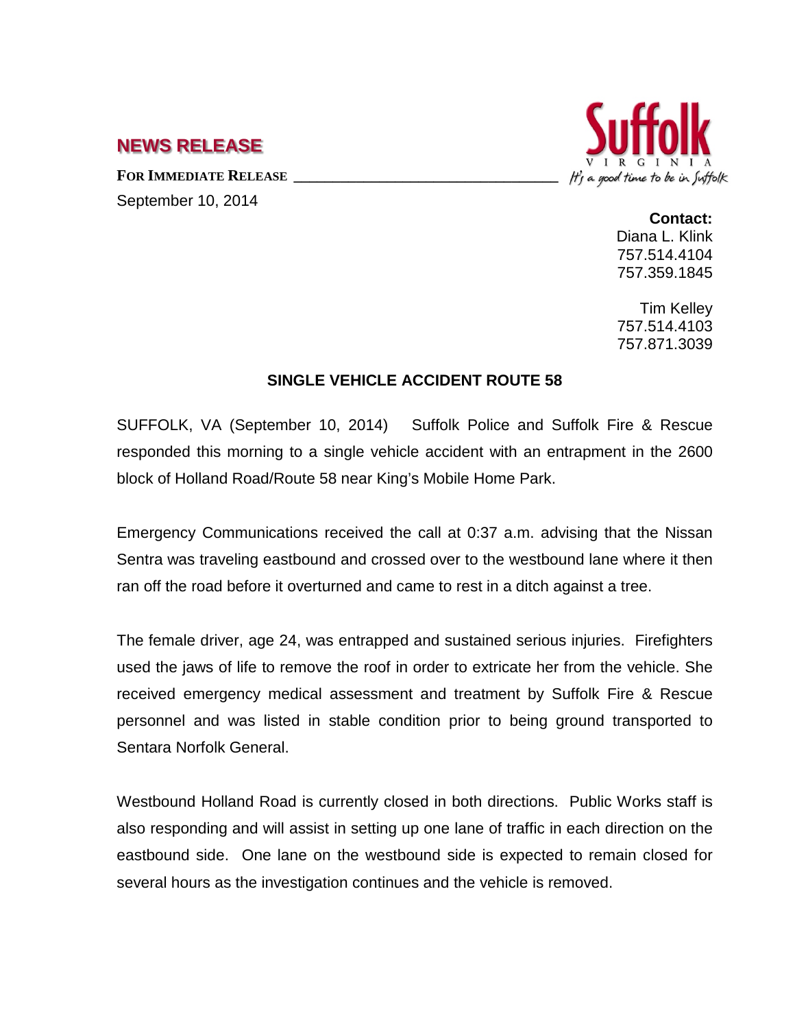# NEWS RELEASE

**FOR IMMEDIATE RELEASE**

September 10, 2014

Suffolk VIRGINIA

*It's a good time to be in Suffolk*

**Contact:**
Diana L. Klink
757.514.4104
757.359.1845

Tim Kelley
757.514.4103
757.871.3039

## SINGLE VEHICLE ACCIDENT ROUTE 58

SUFFOLK, VA (September 10, 2014) Suffolk Police and Suffolk Fire & Rescue responded this morning to a single vehicle accident with an entrapment in the 2600 block of Holland Road/Route 58 near King's Mobile Home Park.

Emergency Communications received the call at 0:37 a.m. advising that the Nissan Sentra was traveling eastbound and crossed over to the westbound lane where it then ran off the road before it overturned and came to rest in a ditch against a tree.

The female driver, age 24, was entrapped and sustained serious injuries. Firefighters used the jaws of life to remove the roof in order to extricate her from the vehicle. She received emergency medical assessment and treatment by Suffolk Fire & Rescue personnel and was listed in stable condition prior to being ground transported to Sentara Norfolk General.

Westbound Holland Road is currently closed in both directions. Public Works staff is also responding and will assist in setting up one lane of traffic in each direction on the eastbound side. One lane on the westbound side is expected to remain closed for several hours as the investigation continues and the vehicle is removed.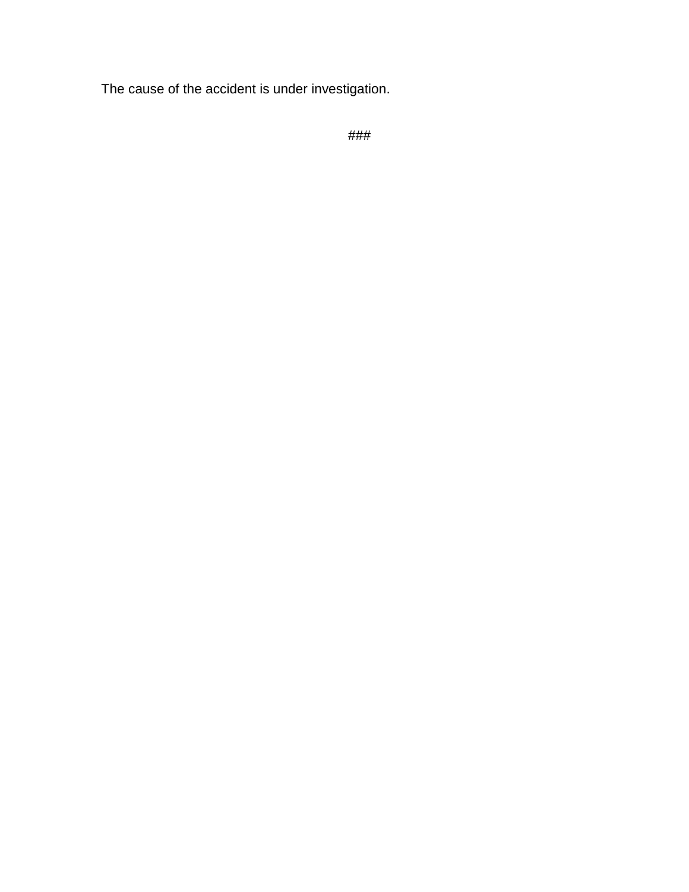The cause of the accident is under investigation.

###